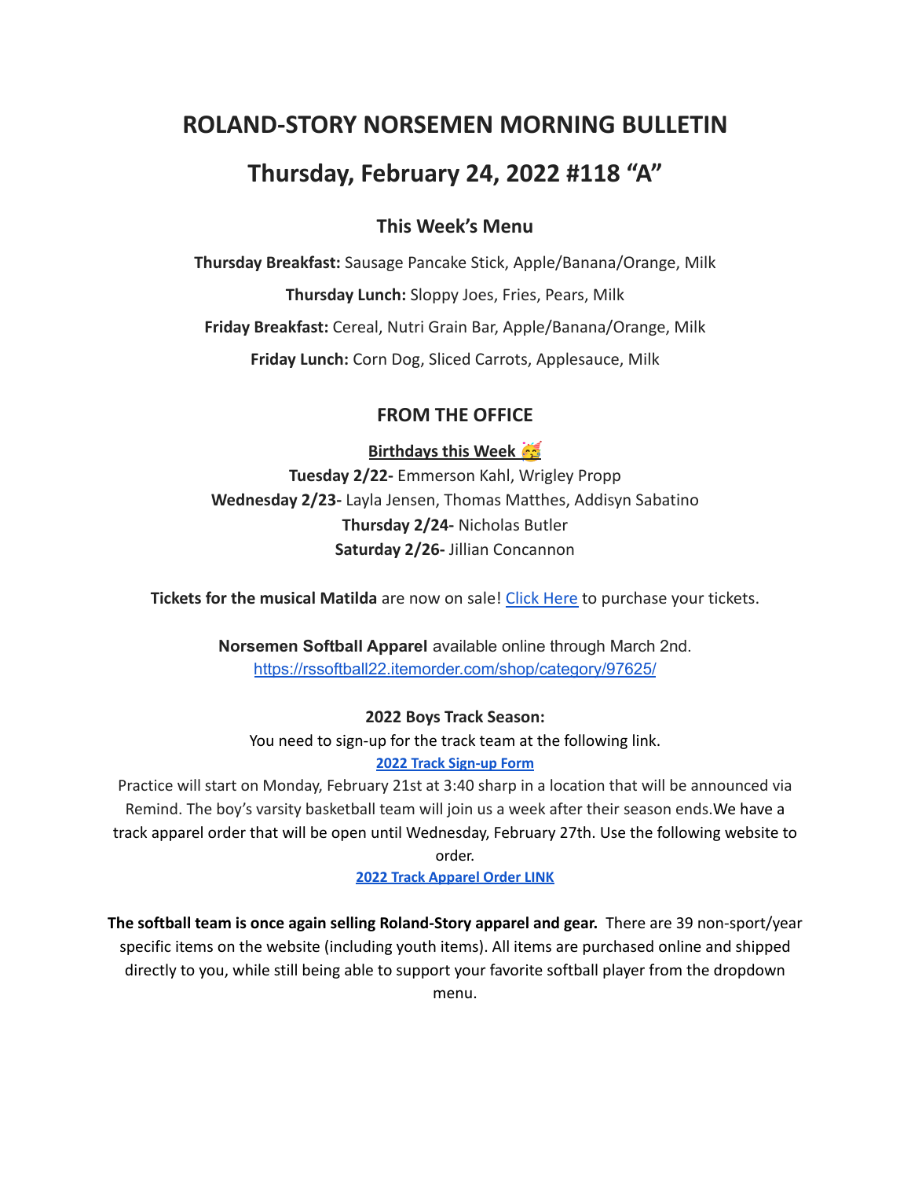# ROLAND-STORY NORSEMEN MORNING BULLETIN

# Thursday, February 24, 2022 #118 "A"

## This Week's Menu

**Thursday Breakfast:** Sausage Pancake Stick, Apple/Banana/Orange, Milk

**Thursday Lunch:** Sloppy Joes, Fries, Pears, Milk

**Friday Breakfast:** Cereal, Nutri Grain Bar, Apple/Banana/Orange, Milk

**Friday Lunch:** Corn Dog, Sliced Carrots, Applesauce, Milk

## FROM THE OFFICE

**Birthdays this Week 🥳**

**Tuesday 2/22-** Emmerson Kahl, Wrigley Propp
**Wednesday 2/23-** Layla Jensen, Thomas Matthes, Addisyn Sabatino
**Thursday 2/24-** Nicholas Butler
**Saturday 2/26-** Jillian Concannon

**Tickets for the musical Matilda** are now on sale! Click Here to purchase your tickets.

**Norsemen Softball Apparel** available online through March 2nd.
https://rssoftball22.itemorder.com/shop/category/97625/

**2022 Boys Track Season:**

You need to sign-up for the track team at the following link.
**2022 Track Sign-up Form**
Practice will start on Monday, February 21st at 3:40 sharp in a location that will be announced via Remind. The boy's varsity basketball team will join us a week after their season ends.We have a track apparel order that will be open until Wednesday, February 27th. Use the following website to order.
**2022 Track Apparel Order LINK**

**The softball team is once again selling Roland-Story apparel and gear.** There are 39 non-sport/year specific items on the website (including youth items). All items are purchased online and shipped directly to you, while still being able to support your favorite softball player from the dropdown menu.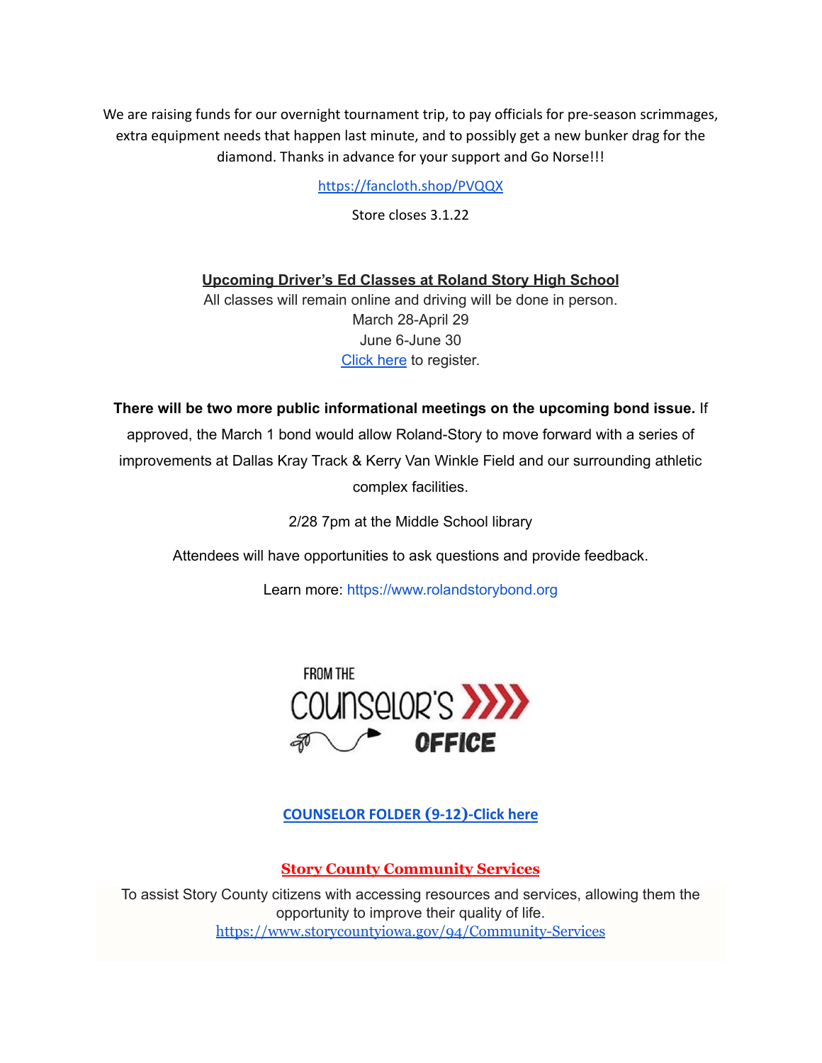We are raising funds for our overnight tournament trip, to pay officials for pre-season scrimmages, extra equipment needs that happen last minute, and to possibly get a new bunker drag for the diamond. Thanks in advance for your support and Go Norse!!!

https://fancloth.shop/PVQQX

Store closes 3.1.22

**Upcoming Driver's Ed Classes at Roland Story High School**

All classes will remain online and driving will be done in person.

March 28-April 29

June 6-June 30

Click here to register.

**There will be two more public informational meetings on the upcoming bond issue.** If approved, the March 1 bond would allow Roland-Story to move forward with a series of improvements at Dallas Kray Track & Kerry Van Winkle Field and our surrounding athletic complex facilities.

2/28 7pm at the Middle School library

Attendees will have opportunities to ask questions and provide feedback.

Learn more: https://www.rolandstorybond.org

FROM THE COUNSELOR'S OFFICE

**COUNSELOR FOLDER (9-12)-Click here**

**Story County Community Services**

To assist Story County citizens with accessing resources and services, allowing them the opportunity to improve their quality of life.

https://www.storycountyiowa.gov/94/Community-Services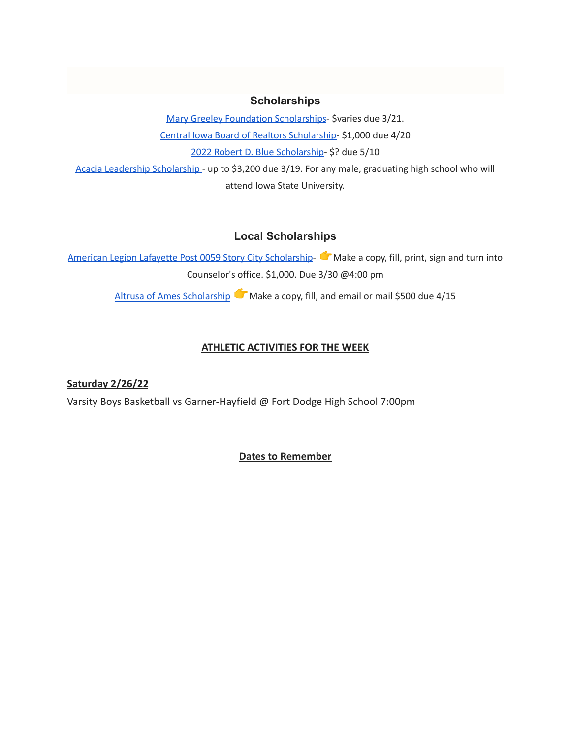## Scholarships

Mary Greeley Foundation Scholarships- $varies due 3/21.

Central Iowa Board of Realtors Scholarship- $1,000 due 4/20

2022 Robert D. Blue Scholarship- $? due 5/10

Acacia Leadership Scholarship - up to $3,200 due 3/19. For any male, graduating high school who will attend Iowa State University.

## Local Scholarships

American Legion Lafayette Post 0059 Story City Scholarship- 👉Make a copy, fill, print, sign and turn into Counselor's office. $1,000. Due 3/30 @4:00 pm

Altrusa of Ames Scholarship 👉Make a copy, fill, and email or mail $500 due 4/15

**ATHLETIC ACTIVITIES FOR THE WEEK**

**Saturday 2/26/22**

Varsity Boys Basketball vs Garner-Hayfield @ Fort Dodge High School 7:00pm

**Dates to Remember**